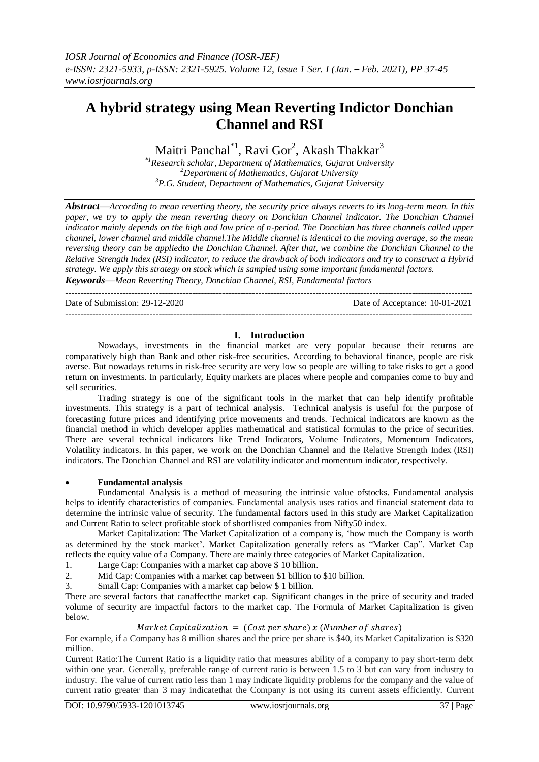# A hybrid strategy using Mean Reverting Indictor Donchian Channel and RSI

Maitri Panchal[*1], Ravi Gor[2], Akash Thakkar[3]

[*1]Research scholar, Department of Mathematics, Gujarat University
[2]Department of Mathematics, Gujarat University
[3]P.G. Student, Department of Mathematics, Gujarat University

***Abstract—****According to mean reverting theory, the security price always reverts to its long-term mean. In this paper, we try to apply the mean reverting theory on Donchian Channel indicator. The Donchian Channel indicator mainly depends on the high and low price of n-period. The Donchian has three channels called upper channel, lower channel and middle channel.The Middle channel is identical to the moving average, so the mean reversing theory can be appliedto the Donchian Channel. After that, we combine the Donchian Channel to the Relative Strength Index (RSI) indicator, to reduce the drawback of both indicators and try to construct a Hybrid strategy. We apply this strategy on stock which is sampled using some important fundamental factors.*

***Keywords—****Mean Reverting Theory, Donchian Channel, RSI, Fundamental factors*

---

Date of Submission: 29-12-2020 | Date of Acceptance: 10-01-2021

---

## I. Introduction

Nowadays, investments in the financial market are very popular because their returns are comparatively high than Bank and other risk-free securities. According to behavioral finance, people are risk averse. But nowadays returns in risk-free security are very low so people are willing to take risks to get a good return on investments. In particularly, Equity markets are places where people and companies come to buy and sell securities.

Trading strategy is one of the significant tools in the market that can help identify profitable investments. This strategy is a part of technical analysis. Technical analysis is useful for the purpose of forecasting future prices and identifying price movements and trends. Technical indicators are known as the financial method in which developer applies mathematical and statistical formulas to the price of securities. There are several technical indicators like Trend Indicators, Volume Indicators, Momentum Indicators, Volatility indicators. In this paper, we work on the Donchian Channel and the Relative Strength Index (RSI) indicators. The Donchian Channel and RSI are volatility indicator and momentum indicator, respectively.

- **Fundamental analysis**

Fundamental Analysis is a method of measuring the intrinsic value ofstocks. Fundamental analysis helps to identify characteristics of companies. Fundamental analysis uses ratios and financial statement data to determine the intrinsic value of security. The fundamental factors used in this study are Market Capitalization and Current Ratio to select profitable stock of shortlisted companies from Nifty50 index.

Market Capitalization: The Market Capitalization of a company is, 'how much the Company is worth as determined by the stock market'. Market Capitalization generally refers as "Market Cap". Market Cap reflects the equity value of a Company. There are mainly three categories of Market Capitalization.

1. Large Cap: Companies with a market cap above $ 10 billion.
2. Mid Cap: Companies with a market cap between $1 billion to $10 billion.
3. Small Cap: Companies with a market cap below $ 1 billion.

There are several factors that canaffectthe market cap. Significant changes in the price of security and traded volume of security are impactful factors to the market cap. The Formula of Market Capitalization is given below.

$$Market\ Capitalization\ =\ (Cost\ per\ share)\ x\ (Number\ of\ shares)$$

For example, if a Company has 8 million shares and the price per share is $40, its Market Capitalization is $320 million.

Current Ratio:The Current Ratio is a liquidity ratio that measures ability of a company to pay short-term debt within one year. Generally, preferable range of current ratio is between 1.5 to 3 but can vary from industry to industry. The value of current ratio less than 1 may indicate liquidity problems for the company and the value of current ratio greater than 3 may indicatethat the Company is not using its current assets efficiently. Current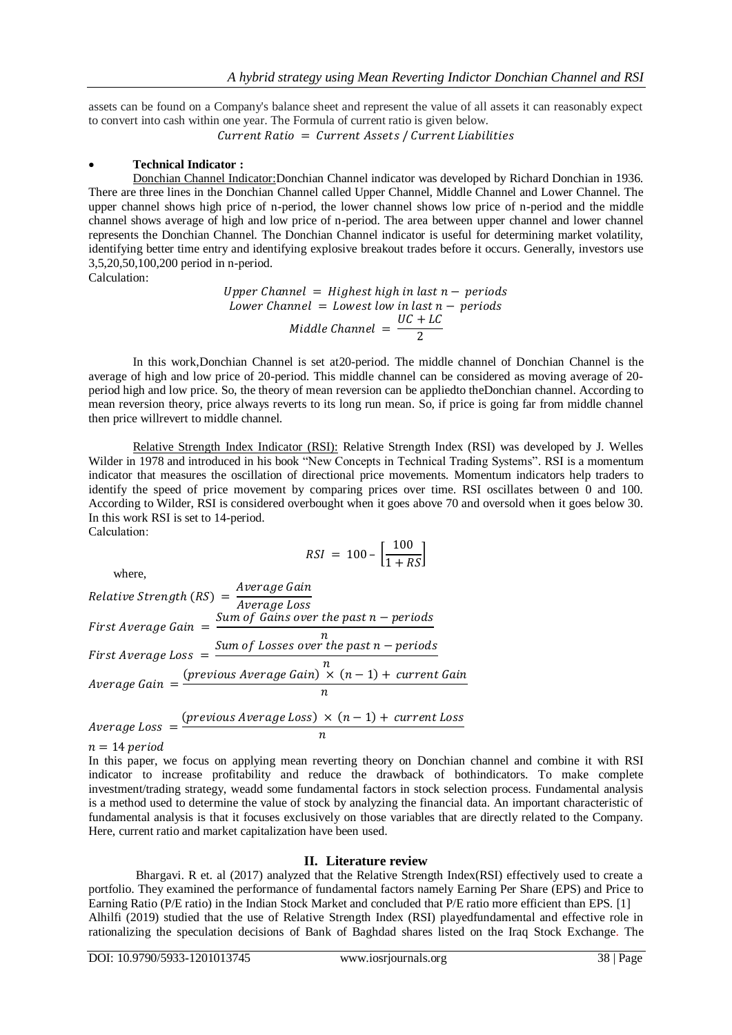assets can be found on a Company's balance sheet and represent the value of all assets it can reasonably expect to convert into cash within one year. The Formula of current ratio is given below.

$$Current\ Ratio\ =\ Current\ Assets\ /\ Current\ Liabilities$$

- **Technical Indicator :**

Donchian Channel Indicator:Donchian Channel indicator was developed by Richard Donchian in 1936. There are three lines in the Donchian Channel called Upper Channel, Middle Channel and Lower Channel. The upper channel shows high price of n-period, the lower channel shows low price of n-period and the middle channel shows average of high and low price of n-period. The area between upper channel and lower channel represents the Donchian Channel. The Donchian Channel indicator is useful for determining market volatility, identifying better time entry and identifying explosive breakout trades before it occurs. Generally, investors use 3,5,20,50,100,200 period in n-period.

Calculation:

$$Upper\ Channel\ =\ Highest\ high\ in\ last\ n-\ periods$$

$$Lower\ Channel\ =\ Lowest\ low\ in\ last\ n-\ periods$$

$$Middle\ Channel\ =\ \frac{UC+LC}{2}$$

In this work,Donchian Channel is set at20-period. The middle channel of Donchian Channel is the average of high and low price of 20-period. This middle channel can be considered as moving average of 20-period high and low price. So, the theory of mean reversion can be appliedto theDonchian channel. According to mean reversion theory, price always reverts to its long run mean. So, if price is going far from middle channel then price willrevert to middle channel.

Relative Strength Index Indicator (RSI): Relative Strength Index (RSI) was developed by J. Welles Wilder in 1978 and introduced in his book "New Concepts in Technical Trading Systems". RSI is a momentum indicator that measures the oscillation of directional price movements. Momentum indicators help traders to identify the speed of price movement by comparing prices over time. RSI oscillates between 0 and 100. According to Wilder, RSI is considered overbought when it goes above 70 and oversold when it goes below 30. In this work RSI is set to 14-period.

Calculation:

$$RSI\ =\ 100-\left[\frac{100}{1+RS}\right]$$

where,

$$Relative\ Strength\ (RS)\ =\ \frac{Average\ Gain}{Average\ Loss}$$

$$First\ Average\ Gain\ =\ \frac{Sum\ of\ Gains\ over\ the\ past\ n-periods}{n}$$

$$First\ Average\ Loss\ =\ \frac{Sum\ of\ Losses\ over\ the\ past\ n-periods}{n}$$

$$Average\ Gain\ =\frac{(previous\ Average\ Gain)\ \times\ (n-1)+\ current\ Gain}{n}$$

$$Average\ Loss\ =\frac{(previous\ Average\ Loss)\ \times\ (n-1)+\ current\ Loss}{n}$$

$n=14\ period$

In this paper, we focus on applying mean reverting theory on Donchian channel and combine it with RSI indicator to increase profitability and reduce the drawback of bothindicators. To make complete investment/trading strategy, weadd some fundamental factors in stock selection process. Fundamental analysis is a method used to determine the value of stock by analyzing the financial data. An important characteristic of fundamental analysis is that it focuses exclusively on those variables that are directly related to the Company. Here, current ratio and market capitalization have been used.

## II. Literature review

Bhargavi. R et. al (2017) analyzed that the Relative Strength Index(RSI) effectively used to create a portfolio. They examined the performance of fundamental factors namely Earning Per Share (EPS) and Price to Earning Ratio (P/E ratio) in the Indian Stock Market and concluded that P/E ratio more efficient than EPS. [1]

Alhilfi (2019) studied that the use of Relative Strength Index (RSI) playedfundamental and effective role in rationalizing the speculation decisions of Bank of Baghdad shares listed on the Iraq Stock Exchange. The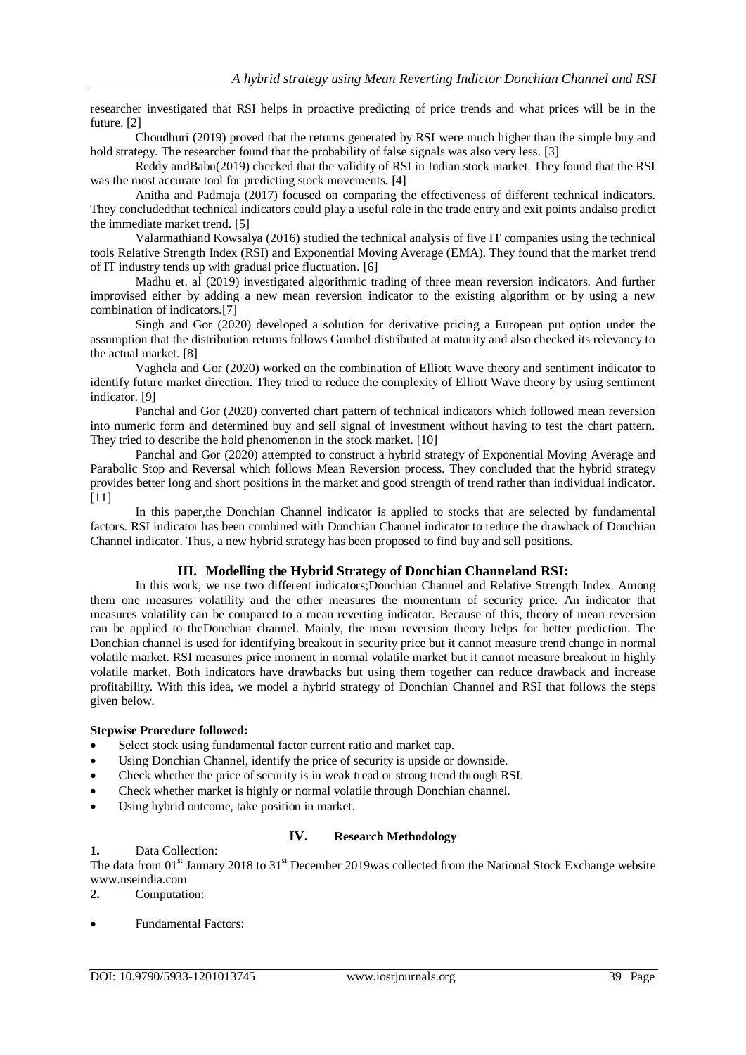researcher investigated that RSI helps in proactive predicting of price trends and what prices will be in the future. [2]

Choudhuri (2019) proved that the returns generated by RSI were much higher than the simple buy and hold strategy. The researcher found that the probability of false signals was also very less. [3]

Reddy andBabu(2019) checked that the validity of RSI in Indian stock market. They found that the RSI was the most accurate tool for predicting stock movements. [4]

Anitha and Padmaja (2017) focused on comparing the effectiveness of different technical indicators. They concludedthat technical indicators could play a useful role in the trade entry and exit points andalso predict the immediate market trend. [5]

Valarmathiand Kowsalya (2016) studied the technical analysis of five IT companies using the technical tools Relative Strength Index (RSI) and Exponential Moving Average (EMA). They found that the market trend of IT industry tends up with gradual price fluctuation. [6]

Madhu et. al (2019) investigated algorithmic trading of three mean reversion indicators. And further improvised either by adding a new mean reversion indicator to the existing algorithm or by using a new combination of indicators.[7]

Singh and Gor (2020) developed a solution for derivative pricing a European put option under the assumption that the distribution returns follows Gumbel distributed at maturity and also checked its relevancy to the actual market. [8]

Vaghela and Gor (2020) worked on the combination of Elliott Wave theory and sentiment indicator to identify future market direction. They tried to reduce the complexity of Elliott Wave theory by using sentiment indicator. [9]

Panchal and Gor (2020) converted chart pattern of technical indicators which followed mean reversion into numeric form and determined buy and sell signal of investment without having to test the chart pattern. They tried to describe the hold phenomenon in the stock market. [10]

Panchal and Gor (2020) attempted to construct a hybrid strategy of Exponential Moving Average and Parabolic Stop and Reversal which follows Mean Reversion process. They concluded that the hybrid strategy provides better long and short positions in the market and good strength of trend rather than individual indicator. [11]

In this paper,the Donchian Channel indicator is applied to stocks that are selected by fundamental factors. RSI indicator has been combined with Donchian Channel indicator to reduce the drawback of Donchian Channel indicator. Thus, a new hybrid strategy has been proposed to find buy and sell positions.

## III. Modelling the Hybrid Strategy of Donchian Channeland RSI:

In this work, we use two different indicators;Donchian Channel and Relative Strength Index. Among them one measures volatility and the other measures the momentum of security price. An indicator that measures volatility can be compared to a mean reverting indicator. Because of this, theory of mean reversion can be applied to theDonchian channel. Mainly, the mean reversion theory helps for better prediction. The Donchian channel is used for identifying breakout in security price but it cannot measure trend change in normal volatile market. RSI measures price moment in normal volatile market but it cannot measure breakout in highly volatile market. Both indicators have drawbacks but using them together can reduce drawback and increase profitability. With this idea, we model a hybrid strategy of Donchian Channel and RSI that follows the steps given below.

**Stepwise Procedure followed:**

- Select stock using fundamental factor current ratio and market cap.
- Using Donchian Channel, identify the price of security is upside or downside.
- Check whether the price of security is in weak tread or strong trend through RSI.
- Check whether market is highly or normal volatile through Donchian channel.
- Using hybrid outcome, take position in market.

## IV. Research Methodology

**1.** Data Collection:

The data from 01st January 2018 to 31st December 2019was collected from the National Stock Exchange website www.nseindia.com

**2.** Computation:

- Fundamental Factors: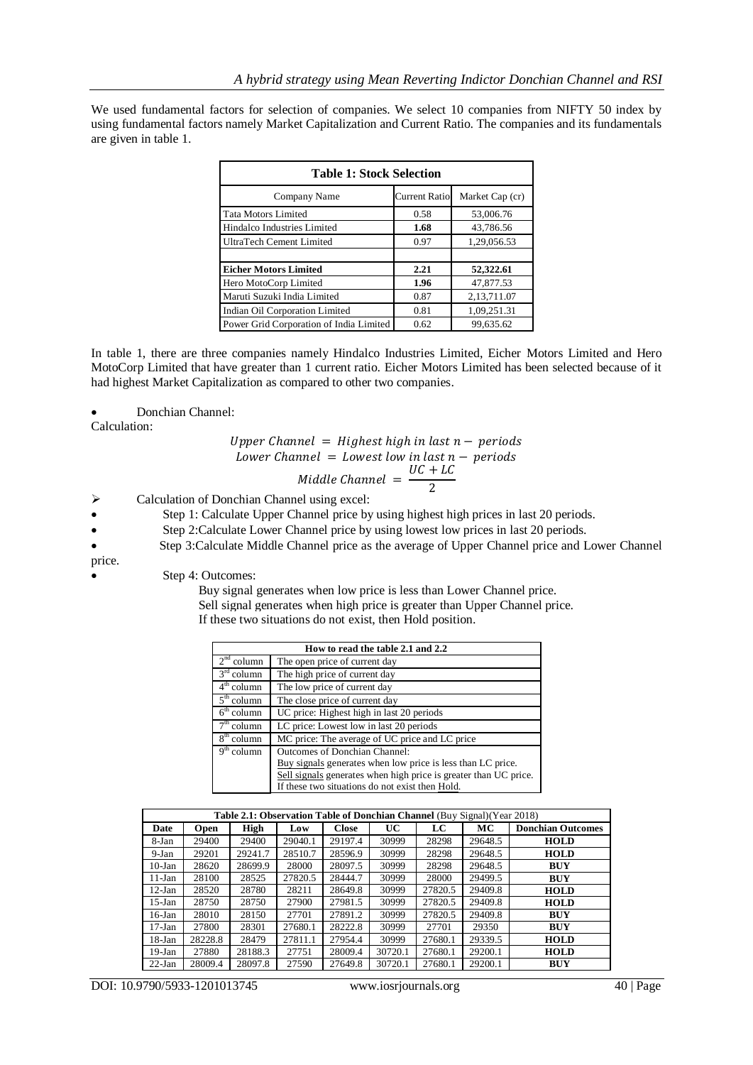We used fundamental factors for selection of companies. We select 10 companies from NIFTY 50 index by using fundamental factors namely Market Capitalization and Current Ratio. The companies and its fundamentals are given in table 1.

**Table 1: Stock Selection**

| Company Name | Current Ratio | Market Cap (cr) |
|---|---|---|
| Tata Motors Limited | 0.58 | 53,006.76 |
| Hindalco Industries Limited | **1.68** | 43,786.56 |
| UltraTech Cement Limited | 0.97 | 1,29,056.53 |
| | | |
| **Eicher Motors Limited** | **2.21** | **52,322.61** |
| Hero MotoCorp Limited | **1.96** | 47,877.53 |
| Maruti Suzuki India Limited | 0.87 | 2,13,711.07 |
| Indian Oil Corporation Limited | 0.81 | 1,09,251.31 |
| Power Grid Corporation of India Limited | 0.62 | 99,635.62 |

In table 1, there are three companies namely Hindalco Industries Limited, Eicher Motors Limited and Hero MotoCorp Limited that have greater than 1 current ratio. Eicher Motors Limited has been selected because of it had highest Market Capitalization as compared to other two companies.

- Donchian Channel:

Calculation:

$$Upper\ Channel\ =\ Highest\ high\ in\ last\ n-\ periods$$
$$Lower\ Channel\ =\ Lowest\ low\ in\ last\ n-\ periods$$
$$Middle\ Channel\ =\ \frac{UC+LC}{2}$$

- Calculation of Donchian Channel using excel:
- Step 1: Calculate Upper Channel price by using highest high prices in last 20 periods.
- Step 2:Calculate Lower Channel price by using lowest low prices in last 20 periods.
- Step 3:Calculate Middle Channel price as the average of Upper Channel price and Lower Channel price.
- Step 4: Outcomes:

  Buy signal generates when low price is less than Lower Channel price.
  Sell signal generates when high price is greater than Upper Channel price.
  If these two situations do not exist, then Hold position.

| How to read the table 2.1 and 2.2 | |
|---|---|
| 2nd column | The open price of current day |
| 3rd column | The high price of current day |
| 4th column | The low price of current day |
| 5th column | The close price of current day |
| 6th column | UC price: Highest high in last 20 periods |
| 7th column | LC price: Lowest low in last 20 periods |
| 8th column | MC price: The average of UC price and LC price |
| 9th column | Outcomes of Donchian Channel: Buy signals generates when low price is less than LC price. Sell signals generates when high price is greater than UC price. If these two situations do not exist then Hold. |

**Table 2.1: Observation Table of Donchian Channel** (Buy Signal)(Year 2018)

| Date | Open | High | Low | Close | UC | LC | MC | Donchian Outcomes |
|---|---|---|---|---|---|---|---|---|
| 8-Jan | 29400 | 29400 | 29040.1 | 29197.4 | 30999 | 28298 | 29648.5 | **HOLD** |
| 9-Jan | 29201 | 29241.7 | 28510.7 | 28596.9 | 30999 | 28298 | 29648.5 | **HOLD** |
| 10-Jan | 28620 | 28699.9 | 28000 | 28097.5 | 30999 | 28298 | 29648.5 | **BUY** |
| 11-Jan | 28100 | 28525 | 27820.5 | 28444.7 | 30999 | 28000 | 29499.5 | **BUY** |
| 12-Jan | 28520 | 28780 | 28211 | 28649.8 | 30999 | 27820.5 | 29409.8 | **HOLD** |
| 15-Jan | 28750 | 28750 | 27900 | 27981.5 | 30999 | 27820.5 | 29409.8 | **HOLD** |
| 16-Jan | 28010 | 28150 | 27701 | 27891.2 | 30999 | 27820.5 | 29409.8 | **BUY** |
| 17-Jan | 27800 | 28301 | 27680.1 | 28222.8 | 30999 | 27701 | 29350 | **BUY** |
| 18-Jan | 28228.8 | 28479 | 27811.1 | 27954.4 | 30999 | 27680.1 | 29339.5 | **HOLD** |
| 19-Jan | 27880 | 28188.3 | 27751 | 28009.4 | 30720.1 | 27680.1 | 29200.1 | **HOLD** |
| 22-Jan | 28009.4 | 28097.8 | 27590 | 27649.8 | 30720.1 | 27680.1 | 29200.1 | **BUY** |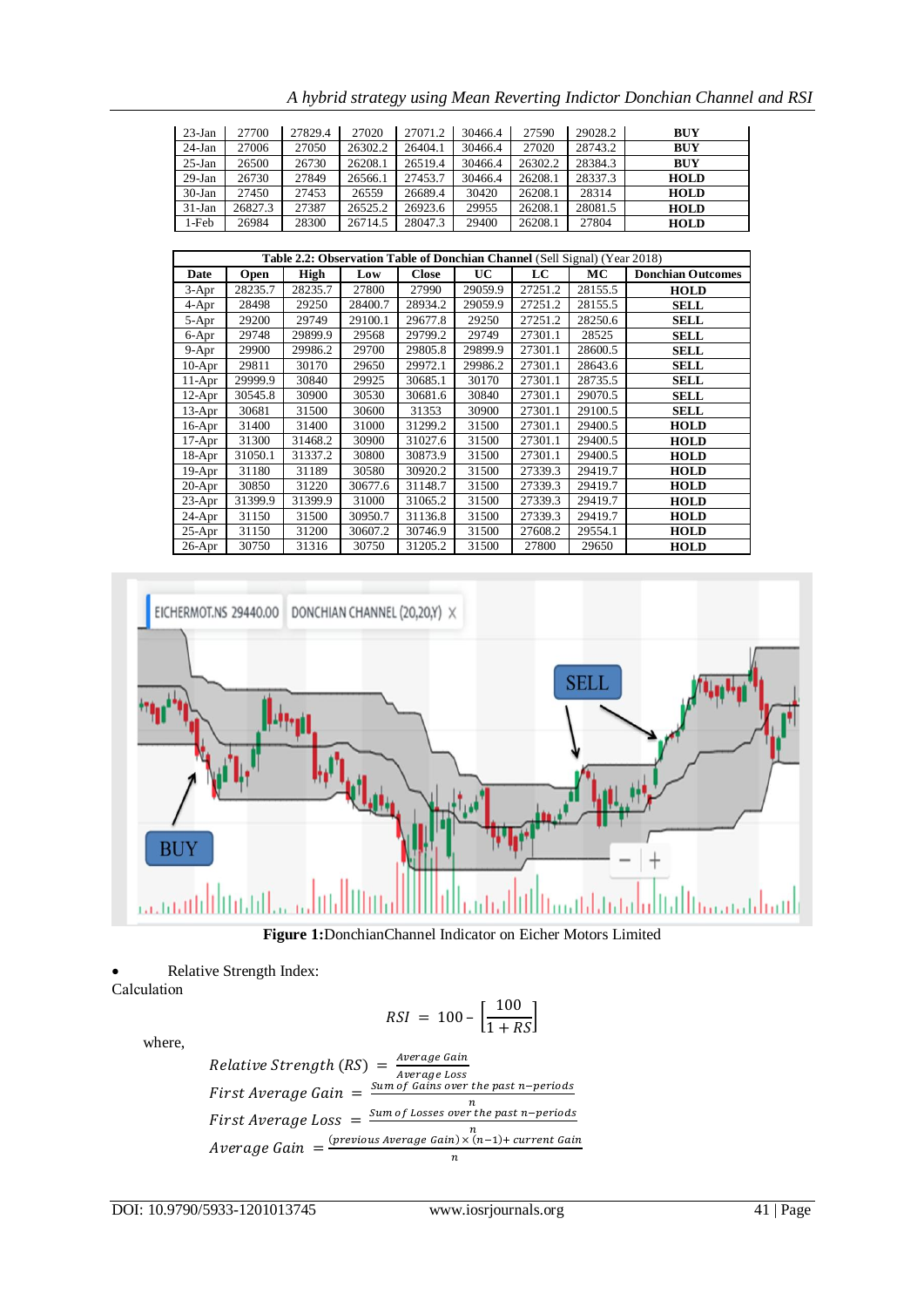| 23-Jan | 27700 | 27829.4 | 27020 | 27071.2 | 30466.4 | 27590 | 29028.2 | **BUY** |
|---|---|---|---|---|---|---|---|---|
| 24-Jan | 27006 | 27050 | 26302.2 | 26404.1 | 30466.4 | 27020 | 28743.2 | **BUY** |
| 25-Jan | 26500 | 26730 | 26208.1 | 26519.4 | 30466.4 | 26302.2 | 28384.3 | **BUY** |
| 29-Jan | 26730 | 27849 | 26566.1 | 27453.7 | 30466.4 | 26208.1 | 28337.3 | **HOLD** |
| 30-Jan | 27450 | 27453 | 26559 | 26689.4 | 30420 | 26208.1 | 28314 | **HOLD** |
| 31-Jan | 26827.3 | 27387 | 26525.2 | 26923.6 | 29955 | 26208.1 | 28081.5 | **HOLD** |
| 1-Feb | 26984 | 28300 | 26714.5 | 28047.3 | 29400 | 26208.1 | 27804 | **HOLD** |

**Table 2.2: Observation Table of Donchian Channel** (Sell Signal) (Year 2018)

| Date | Open | High | Low | Close | UC | LC | MC | Donchian Outcomes |
|---|---|---|---|---|---|---|---|---|
| 3-Apr | 28235.7 | 28235.7 | 27800 | 27990 | 29059.9 | 27251.2 | 28155.5 | **HOLD** |
| 4-Apr | 28498 | 29250 | 28400.7 | 28934.2 | 29059.9 | 27251.2 | 28155.5 | **SELL** |
| 5-Apr | 29200 | 29749 | 29100.1 | 29677.8 | 29250 | 27251.2 | 28250.6 | **SELL** |
| 6-Apr | 29748 | 29899.9 | 29568 | 29799.2 | 29749 | 27301.1 | 28525 | **SELL** |
| 9-Apr | 29900 | 29986.2 | 29700 | 29805.8 | 29899.9 | 27301.1 | 28600.5 | **SELL** |
| 10-Apr | 29811 | 30170 | 29650 | 29972.1 | 29986.2 | 27301.1 | 28643.6 | **SELL** |
| 11-Apr | 29999.9 | 30840 | 29925 | 30685.1 | 30170 | 27301.1 | 28735.5 | **SELL** |
| 12-Apr | 30545.8 | 30900 | 30530 | 30681.6 | 30840 | 27301.1 | 29070.5 | **SELL** |
| 13-Apr | 30681 | 31500 | 30600 | 31353 | 30900 | 27301.1 | 29100.5 | **SELL** |
| 16-Apr | 31400 | 31400 | 31000 | 31299.2 | 31500 | 27301.1 | 29400.5 | **HOLD** |
| 17-Apr | 31300 | 31468.2 | 30900 | 31027.6 | 31500 | 27301.1 | 29400.5 | **HOLD** |
| 18-Apr | 31050.1 | 31337.2 | 30800 | 30873.9 | 31500 | 27301.1 | 29400.5 | **HOLD** |
| 19-Apr | 31180 | 31189 | 30580 | 30920.2 | 31500 | 27339.3 | 29419.7 | **HOLD** |
| 20-Apr | 30850 | 31220 | 30677.6 | 31148.7 | 31500 | 27339.3 | 29419.7 | **HOLD** |
| 23-Apr | 31399.9 | 31399.9 | 31000 | 31065.2 | 31500 | 27339.3 | 29419.7 | **HOLD** |
| 24-Apr | 31150 | 31500 | 30950.7 | 31136.8 | 31500 | 27339.3 | 29419.7 | **HOLD** |
| 25-Apr | 31150 | 31200 | 30607.2 | 30746.9 | 31500 | 27608.2 | 29554.1 | **HOLD** |
| 26-Apr | 30750 | 31316 | 30750 | 31205.2 | 31500 | 27800 | 29650 | **HOLD** |

**Figure 1:** DonchianChannel Indicator on Eicher Motors Limited

- Relative Strength Index:

Calculation

$$RSI = 100 - \left[\frac{100}{1 + RS}\right]$$

where,

$$Relative\ Strength\ (RS) = \frac{Average\ Gain}{Average\ Loss}$$

$$First\ Average\ Gain = \frac{Sum\ of\ Gains\ over\ the\ past\ n\text{-}periods}{n}$$

$$First\ Average\ Loss = \frac{Sum\ of\ Losses\ over\ the\ past\ n\text{-}periods}{n}$$

$$Average\ Gain = \frac{(previous\ Average\ Gain) \times (n-1) + current\ Gain}{n}$$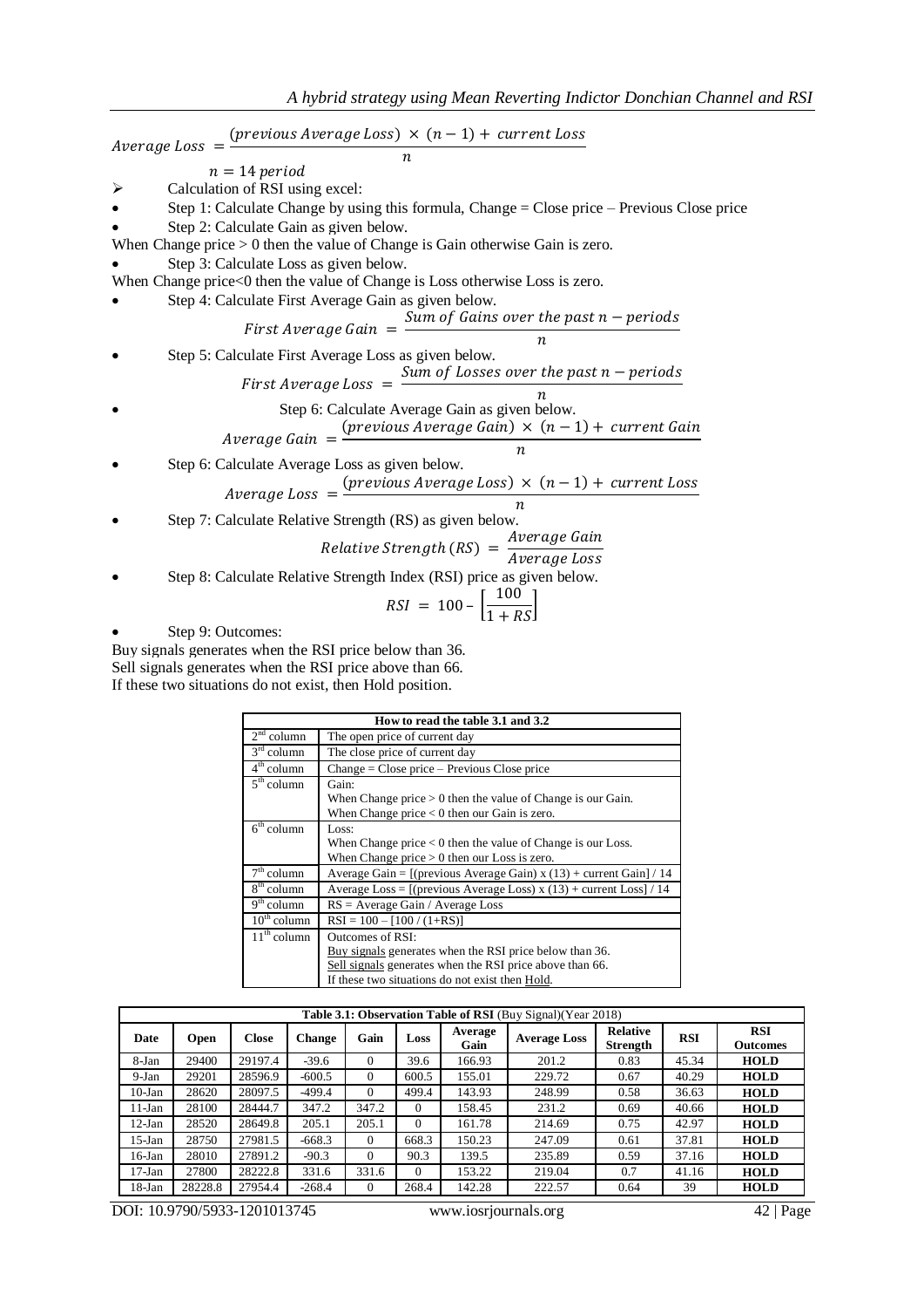$$Average\ Loss = \frac{(previous\ Average\ Loss) \times (n-1) + current\ Loss}{n}$$

$n = 14\ period$

- Calculation of RSI using excel:
- Step 1: Calculate Change by using this formula, Change = Close price – Previous Close price
- Step 2: Calculate Gain as given below.

When Change price > 0 then the value of Change is Gain otherwise Gain is zero.

- Step 3: Calculate Loss as given below.

When Change price<0 then the value of Change is Loss otherwise Loss is zero.

- Step 4: Calculate First Average Gain as given below.

$$First\ Average\ Gain = \frac{Sum\ of\ Gains\ over\ the\ past\ n-periods}{n}$$

- Step 5: Calculate First Average Loss as given below.

$$First\ Average\ Loss = \frac{Sum\ of\ Losses\ over\ the\ past\ n-periods}{n}$$

- Step 6: Calculate Average Gain as given below.

$$Average\ Gain = \frac{(previous\ Average\ Gain) \times (n-1) + current\ Gain}{n}$$

- Step 6: Calculate Average Loss as given below.

$$Average\ Loss = \frac{(previous\ Average\ Loss) \times (n-1) + current\ Loss}{n}$$

- Step 7: Calculate Relative Strength (RS) as given below.

$$Relative\ Strength\ (RS) = \frac{Average\ Gain}{Average\ Loss}$$

- Step 8: Calculate Relative Strength Index (RSI) price as given below.

$$RSI = 100 - \left[\frac{100}{1+RS}\right]$$

- Step 9: Outcomes:

Buy signals generates when the RSI price below than 36.
Sell signals generates when the RSI price above than 66.
If these two situations do not exist, then Hold position.

| How to read the table 3.1 and 3.2 | |
|---|---|
| 2nd column | The open price of current day |
| 3rd column | The close price of current day |
| 4th column | Change = Close price – Previous Close price |
| 5th column | Gain: When Change price > 0 then the value of Change is our Gain. When Change price < 0 then our Gain is zero. |
| 6th column | Loss: When Change price < 0 then the value of Change is our Loss. When Change price > 0 then our Loss is zero. |
| 7th column | Average Gain = [(previous Average Gain) x (13) + current Gain] / 14 |
| 8th column | Average Loss = [(previous Average Loss) x (13) + current Loss] / 14 |
| 9th column | RS = Average Gain / Average Loss |
| 10th column | RSI = 100 – [100 / (1+RS)] |
| 11th column | Outcomes of RSI: Buy signals generates when the RSI price below than 36. Sell signals generates when the RSI price above than 66. If these two situations do not exist then Hold. |

**Table 3.1: Observation Table of RSI** (Buy Signal)(Year 2018)

| Date | Open | Close | Change | Gain | Loss | Average Gain | Average Loss | Relative Strength | RSI | RSI Outcomes |
|---|---|---|---|---|---|---|---|---|---|---|
| 8-Jan | 29400 | 29197.4 | -39.6 | 0 | 39.6 | 166.93 | 201.2 | 0.83 | 45.34 | **HOLD** |
| 9-Jan | 29201 | 28596.9 | -600.5 | 0 | 600.5 | 155.01 | 229.72 | 0.67 | 40.29 | **HOLD** |
| 10-Jan | 28620 | 28097.5 | -499.4 | 0 | 499.4 | 143.93 | 248.99 | 0.58 | 36.63 | **HOLD** |
| 11-Jan | 28100 | 28444.7 | 347.2 | 347.2 | 0 | 158.45 | 231.2 | 0.69 | 40.66 | **HOLD** |
| 12-Jan | 28520 | 28649.8 | 205.1 | 205.1 | 0 | 161.78 | 214.69 | 0.75 | 42.97 | **HOLD** |
| 15-Jan | 28750 | 27981.5 | -668.3 | 0 | 668.3 | 150.23 | 247.09 | 0.61 | 37.81 | **HOLD** |
| 16-Jan | 28010 | 27891.2 | -90.3 | 0 | 90.3 | 139.5 | 235.89 | 0.59 | 37.16 | **HOLD** |
| 17-Jan | 27800 | 28222.8 | 331.6 | 331.6 | 0 | 153.22 | 219.04 | 0.7 | 41.16 | **HOLD** |
| 18-Jan | 28228.8 | 27954.4 | -268.4 | 0 | 268.4 | 142.28 | 222.57 | 0.64 | 39 | **HOLD** |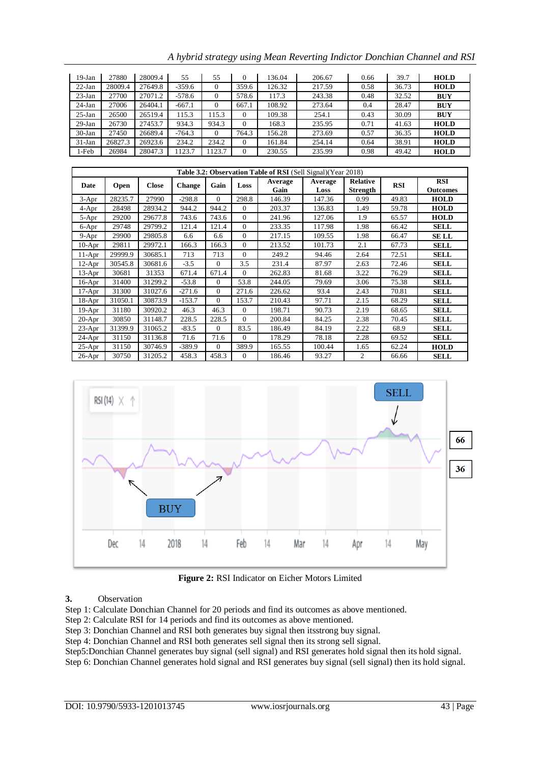| 19-Jan | 27880 | 28009.4 | 55 | 55 | 0 | 136.04 | 206.67 | 0.66 | 39.7 | **HOLD** |
|---|---|---|---|---|---|---|---|---|---|---|
| 22-Jan | 28009.4 | 27649.8 | -359.6 | 0 | 359.6 | 126.32 | 217.59 | 0.58 | 36.73 | **HOLD** |
| 23-Jan | 27700 | 27071.2 | -578.6 | 0 | 578.6 | 117.3 | 243.38 | 0.48 | 32.52 | **BUY** |
| 24-Jan | 27006 | 26404.1 | -667.1 | 0 | 667.1 | 108.92 | 273.64 | 0.4 | 28.47 | **BUY** |
| 25-Jan | 26500 | 26519.4 | 115.3 | 115.3 | 0 | 109.38 | 254.1 | 0.43 | 30.09 | **BUY** |
| 29-Jan | 26730 | 27453.7 | 934.3 | 934.3 | 0 | 168.3 | 235.95 | 0.71 | 41.63 | **HOLD** |
| 30-Jan | 27450 | 26689.4 | -764.3 | 0 | 764.3 | 156.28 | 273.69 | 0.57 | 36.35 | **HOLD** |
| 31-Jan | 26827.3 | 26923.6 | 234.2 | 234.2 | 0 | 161.84 | 254.14 | 0.64 | 38.91 | **HOLD** |
| 1-Feb | 26984 | 28047.3 | 1123.7 | 1123.7 | 0 | 230.55 | 235.99 | 0.98 | 49.42 | **HOLD** |

**Table 3.2: Observation Table of RSI** (Sell Signal)(Year 2018)

| Date | Open | Close | Change | Gain | Loss | Average Gain | Average Loss | Relative Strength | RSI | RSI Outcomes |
|---|---|---|---|---|---|---|---|---|---|---|
| 3-Apr | 28235.7 | 27990 | -298.8 | 0 | 298.8 | 146.39 | 147.36 | 0.99 | 49.83 | **HOLD** |
| 4-Apr | 28498 | 28934.2 | 944.2 | 944.2 | 0 | 203.37 | 136.83 | 1.49 | 59.78 | **HOLD** |
| 5-Apr | 29200 | 29677.8 | 743.6 | 743.6 | 0 | 241.96 | 127.06 | 1.9 | 65.57 | **HOLD** |
| 6-Apr | 29748 | 29799.2 | 121.4 | 121.4 | 0 | 233.35 | 117.98 | 1.98 | 66.42 | **SELL** |
| 9-Apr | 29900 | 29805.8 | 6.6 | 6.6 | 0 | 217.15 | 109.55 | 1.98 | 66.47 | **SE LL** |
| 10-Apr | 29811 | 29972.1 | 166.3 | 166.3 | 0 | 213.52 | 101.73 | 2.1 | 67.73 | **SELL** |
| 11-Apr | 29999.9 | 30685.1 | 713 | 713 | 0 | 249.2 | 94.46 | 2.64 | 72.51 | **SELL** |
| 12-Apr | 30545.8 | 30681.6 | -3.5 | 0 | 3.5 | 231.4 | 87.97 | 2.63 | 72.46 | **SELL** |
| 13-Apr | 30681 | 31353 | 671.4 | 671.4 | 0 | 262.83 | 81.68 | 3.22 | 76.29 | **SELL** |
| 16-Apr | 31400 | 31299.2 | -53.8 | 0 | 53.8 | 244.05 | 79.69 | 3.06 | 75.38 | **SELL** |
| 17-Apr | 31300 | 31027.6 | -271.6 | 0 | 271.6 | 226.62 | 93.4 | 2.43 | 70.81 | **SELL** |
| 18-Apr | 31050.1 | 30873.9 | -153.7 | 0 | 153.7 | 210.43 | 97.71 | 2.15 | 68.29 | **SELL** |
| 19-Apr | 31180 | 30920.2 | 46.3 | 46.3 | 0 | 198.71 | 90.73 | 2.19 | 68.65 | **SELL** |
| 20-Apr | 30850 | 31148.7 | 228.5 | 228.5 | 0 | 200.84 | 84.25 | 2.38 | 70.45 | **SELL** |
| 23-Apr | 31399.9 | 31065.2 | -83.5 | 0 | 83.5 | 186.49 | 84.19 | 2.22 | 68.9 | **SELL** |
| 24-Apr | 31150 | 31136.8 | 71.6 | 71.6 | 0 | 178.29 | 78.18 | 2.28 | 69.52 | **SELL** |
| 25-Apr | 31150 | 30746.9 | -389.9 | 0 | 389.9 | 165.55 | 100.44 | 1.65 | 62.24 | **HOLD** |
| 26-Apr | 30750 | 31205.2 | 458.3 | 458.3 | 0 | 186.46 | 93.27 | 2 | 66.66 | **SELL** |

**Figure 2:** RSI Indicator on Eicher Motors Limited

## 3. Observation

Step 1: Calculate Donchian Channel for 20 periods and find its outcomes as above mentioned.
Step 2: Calculate RSI for 14 periods and find its outcomes as above mentioned.
Step 3: Donchian Channel and RSI both generates buy signal then itsstrong buy signal.
Step 4: Donchian Channel and RSI both generates sell signal then its strong sell signal.
Step5:Donchian Channel generates buy signal (sell signal) and RSI generates hold signal then its hold signal.
Step 6: Donchian Channel generates hold signal and RSI generates buy signal (sell signal) then its hold signal.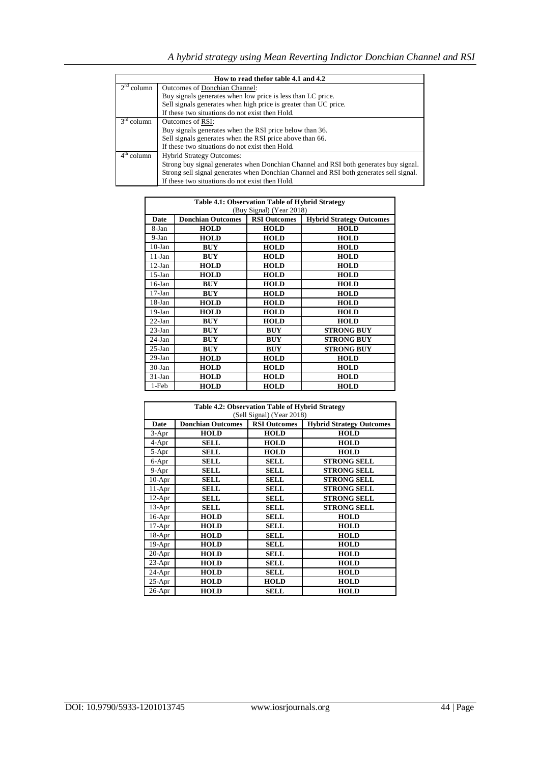| How to read thefor table 4.1 and 4.2 | |
|---|---|
| $2^{nd}$ column | Outcomes of Donchian Channel:<br>Buy signals generates when low price is less than LC price.<br>Sell signals generates when high price is greater than UC price.<br>If these two situations do not exist then Hold. |
| $3^{rd}$ column | Outcomes of RSI:<br>Buy signals generates when the RSI price below than 36.<br>Sell signals generates when the RSI price above than 66.<br>If these two situations do not exist then Hold. |
| $4^{th}$ column | Hybrid Strategy Outcomes:<br>Strong buy signal generates when Donchian Channel and RSI both generates buy signal.<br>Strong sell signal generates when Donchian Channel and RSI both generates sell signal.<br>If these two situations do not exist then Hold. |

**Table 4.1: Observation Table of Hybrid Strategy**
(Buy Signal) (Year 2018)

| Date | Donchian Outcomes | RSI Outcomes | Hybrid Strategy Outcomes |
|---|---|---|---|
| 8-Jan | HOLD | HOLD | HOLD |
| 9-Jan | HOLD | HOLD | HOLD |
| 10-Jan | BUY | HOLD | HOLD |
| 11-Jan | BUY | HOLD | HOLD |
| 12-Jan | HOLD | HOLD | HOLD |
| 15-Jan | HOLD | HOLD | HOLD |
| 16-Jan | BUY | HOLD | HOLD |
| 17-Jan | BUY | HOLD | HOLD |
| 18-Jan | HOLD | HOLD | HOLD |
| 19-Jan | HOLD | HOLD | HOLD |
| 22-Jan | BUY | HOLD | HOLD |
| 23-Jan | BUY | BUY | STRONG BUY |
| 24-Jan | BUY | BUY | STRONG BUY |
| 25-Jan | BUY | BUY | STRONG BUY |
| 29-Jan | HOLD | HOLD | HOLD |
| 30-Jan | HOLD | HOLD | HOLD |
| 31-Jan | HOLD | HOLD | HOLD |
| 1-Feb | HOLD | HOLD | HOLD |

**Table 4.2: Observation Table of Hybrid Strategy**
(Sell Signal) (Year 2018)

| Date | Donchian Outcomes | RSI Outcomes | Hybrid Strategy Outcomes |
|---|---|---|---|
| 3-Apr | HOLD | HOLD | HOLD |
| 4-Apr | SELL | HOLD | HOLD |
| 5-Apr | SELL | HOLD | HOLD |
| 6-Apr | SELL | SELL | STRONG SELL |
| 9-Apr | SELL | SELL | STRONG SELL |
| 10-Apr | SELL | SELL | STRONG SELL |
| 11-Apr | SELL | SELL | STRONG SELL |
| 12-Apr | SELL | SELL | STRONG SELL |
| 13-Apr | SELL | SELL | STRONG SELL |
| 16-Apr | HOLD | SELL | HOLD |
| 17-Apr | HOLD | SELL | HOLD |
| 18-Apr | HOLD | SELL | HOLD |
| 19-Apr | HOLD | SELL | HOLD |
| 20-Apr | HOLD | SELL | HOLD |
| 23-Apr | HOLD | SELL | HOLD |
| 24-Apr | HOLD | SELL | HOLD |
| 25-Apr | HOLD | HOLD | HOLD |
| 26-Apr | HOLD | SELL | HOLD |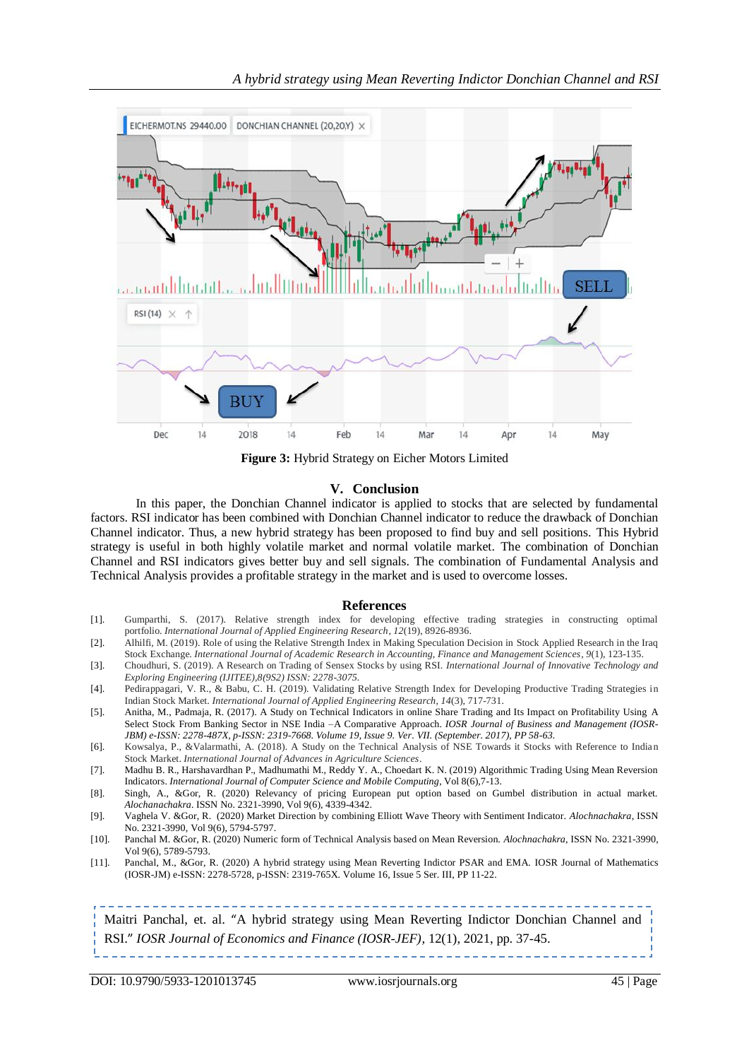EICHERMOT.NS 29440.00 DONCHIAN CHANNEL (20,20,Y)

SELL

RSI (14)

BUY

Dec 14 2018 14 Feb 14 Mar 14 Apr 14 May

**Figure 3:** Hybrid Strategy on Eicher Motors Limited

## V. Conclusion

In this paper, the Donchian Channel indicator is applied to stocks that are selected by fundamental factors. RSI indicator has been combined with Donchian Channel indicator to reduce the drawback of Donchian Channel indicator. Thus, a new hybrid strategy has been proposed to find buy and sell positions. This Hybrid strategy is useful in both highly volatile market and normal volatile market. The combination of Donchian Channel and RSI indicators gives better buy and sell signals. The combination of Fundamental Analysis and Technical Analysis provides a profitable strategy in the market and is used to overcome losses.

## References

[1]. Gumparthi, S. (2017). Relative strength index for developing effective trading strategies in constructing optimal portfolio. *International Journal of Applied Engineering Research*, *12*(19), 8926-8936.

[2]. Alhilfi, M. (2019). Role of using the Relative Strength Index in Making Speculation Decision in Stock Applied Research in the Iraq Stock Exchange. *International Journal of Academic Research in Accounting, Finance and Management Sciences*, *9*(1), 123-135.

[3]. Choudhuri, S. (2019). A Research on Trading of Sensex Stocks by using RSI. *International Journal of Innovative Technology and Exploring Engineering (IJITEE),8(9S2) ISSN: 2278-3075.*

[4]. Pedirappagari, V. R., & Babu, C. H. (2019). Validating Relative Strength Index for Developing Productive Trading Strategies in Indian Stock Market. *International Journal of Applied Engineering Research*, *14*(3), 717-731.

[5]. Anitha, M., Padmaja, R. (2017). A Study on Technical Indicators in online Share Trading and Its Impact on Profitability Using A Select Stock From Banking Sector in NSE India –A Comparative Approach. *IOSR Journal of Business and Management (IOSR-JBM) e-ISSN: 2278-487X, p-ISSN: 2319-7668. Volume 19, Issue 9. Ver. VII. (September. 2017), PP 58-63.*

[6]. Kowsalya, P., &Valarmathi, A. (2018). A Study on the Technical Analysis of NSE Towards it Stocks with Reference to Indian Stock Market. *International Journal of Advances in Agriculture Sciences*.

[7]. Madhu B. R., Harshavardhan P., Madhumathi M., Reddy Y. A., Choedart K. N. (2019) Algorithmic Trading Using Mean Reversion Indicators. *International Journal of Computer Science and Mobile Computing*, Vol 8(6),7-13.

[8]. Singh, A., &Gor, R. (2020) Relevancy of pricing European put option based on Gumbel distribution in actual market. *Alochanachakra*. ISSN No. 2321-3990, Vol 9(6), 4339-4342.

[9]. Vaghela V. &Gor, R. (2020) Market Direction by combining Elliott Wave Theory with Sentiment Indicator. *Alochnachakra*, ISSN No. 2321-3990, Vol 9(6), 5794-5797.

[10]. Panchal M. &Gor, R. (2020) Numeric form of Technical Analysis based on Mean Reversion. *Alochnachakra*, ISSN No. 2321-3990, Vol 9(6), 5789-5793.

[11]. Panchal, M., &Gor, R. (2020) A hybrid strategy using Mean Reverting Indictor PSAR and EMA. IOSR Journal of Mathematics (IOSR-JM) e-ISSN: 2278-5728, p-ISSN: 2319-765X. Volume 16, Issue 5 Ser. III, PP 11-22.

Maitri Panchal, et. al. "A hybrid strategy using Mean Reverting Indictor Donchian Channel and RSI." *IOSR Journal of Economics and Finance (IOSR-JEF)*, 12(1), 2021, pp. 37-45.